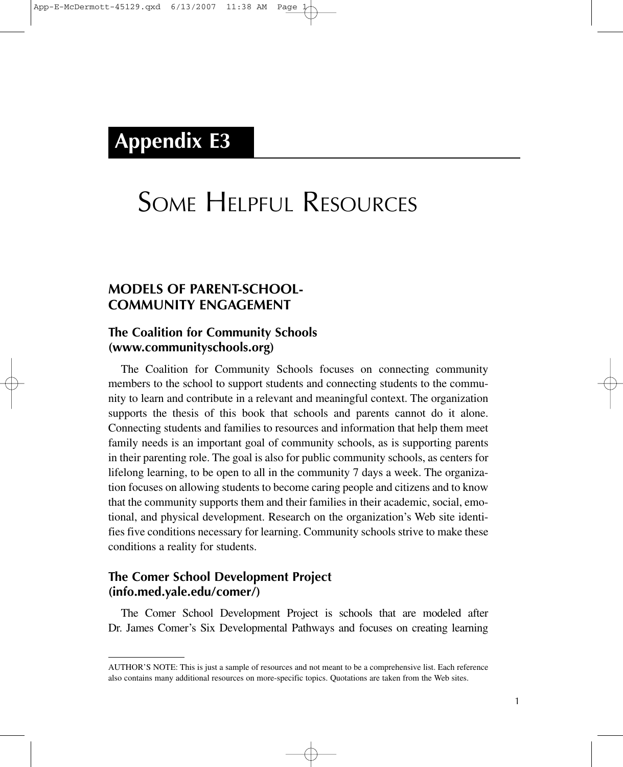# Appendix E3

# Some Helpful Resources

## MODELS OF PARENT-SCHOOL-COMMUNITY ENGAGEMENT

### The Coalition for Community Schools (www.communityschools.org)

The Coalition for Community Schools focuses on connecting community members to the school to support students and connecting students to the community to learn and contribute in a relevant and meaningful context. The organization supports the thesis of this book that schools and parents cannot do it alone. Connecting students and families to resources and information that help them meet family needs is an important goal of community schools, as is supporting parents in their parenting role. The goal is also for public community schools, as centers for lifelong learning, to be open to all in the community 7 days a week. The organization focuses on allowing students to become caring people and citizens and to know that the community supports them and their families in their academic, social, emotional, and physical development. Research on the organization's Web site identifies five conditions necessary for learning. Community schools strive to make these conditions a reality for students.

### The Comer School Development Project (info.med.yale.edu/comer/)

The Comer School Development Project is schools that are modeled after Dr. James Comer's Six Developmental Pathways and focuses on creating learning

---

AUTHOR'S NOTE: This is just a sample of resources and not meant to be a comprehensive list. Each reference also contains many additional resources on more-specific topics. Quotations are taken from the Web sites.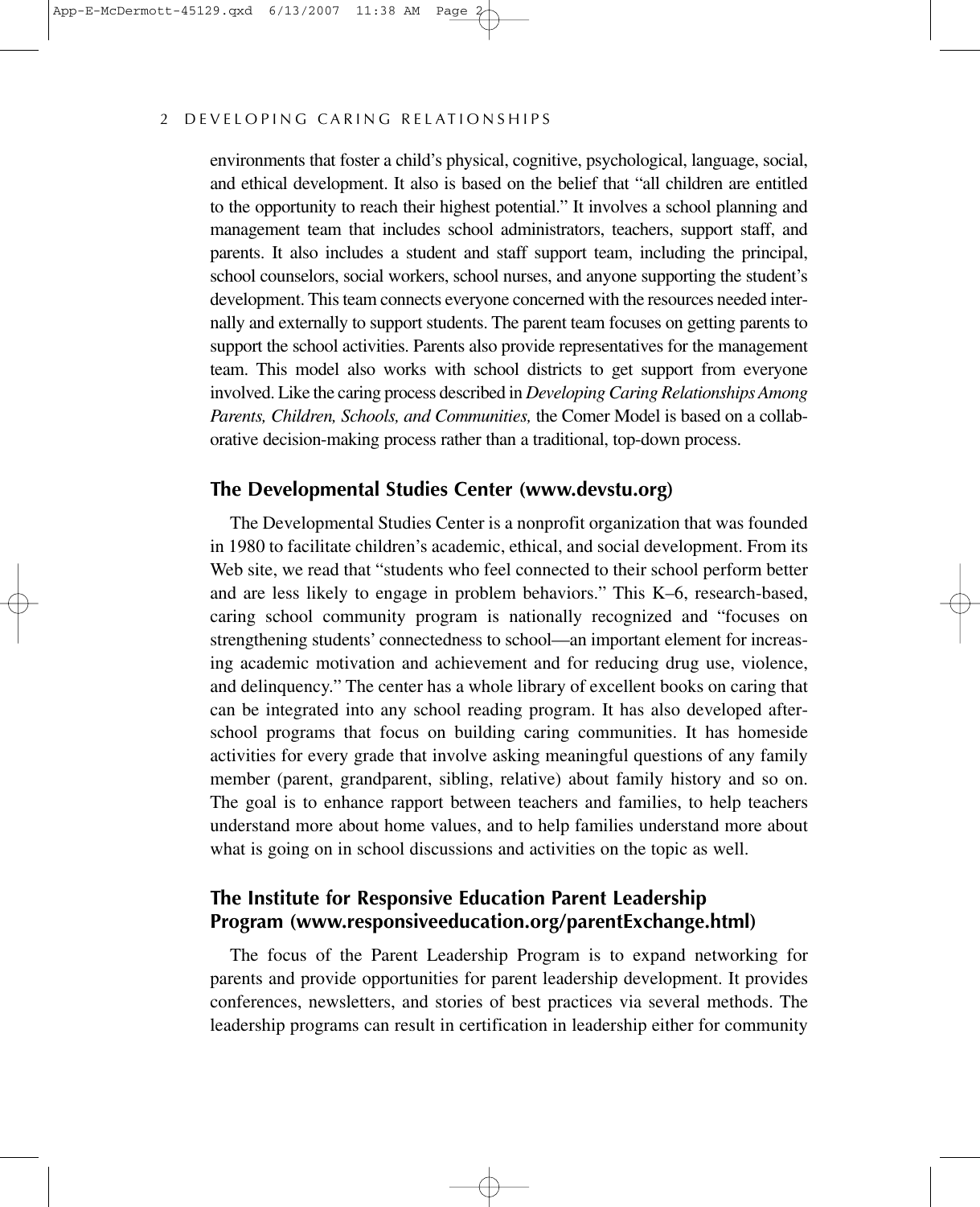environments that foster a child's physical, cognitive, psychological, language, social, and ethical development. It also is based on the belief that "all children are entitled to the opportunity to reach their highest potential." It involves a school planning and management team that includes school administrators, teachers, support staff, and parents. It also includes a student and staff support team, including the principal, school counselors, social workers, school nurses, and anyone supporting the student's development. This team connects everyone concerned with the resources needed internally and externally to support students. The parent team focuses on getting parents to support the school activities. Parents also provide representatives for the management team. This model also works with school districts to get support from everyone involved. Like the caring process described in *Developing Caring Relationships Among Parents, Children, Schools, and Communities,* the Comer Model is based on a collaborative decision-making process rather than a traditional, top-down process.

## The Developmental Studies Center (www.devstu.org)

The Developmental Studies Center is a nonprofit organization that was founded in 1980 to facilitate children's academic, ethical, and social development. From its Web site, we read that "students who feel connected to their school perform better and are less likely to engage in problem behaviors." This K–6, research-based, caring school community program is nationally recognized and "focuses on strengthening students' connectedness to school—an important element for increasing academic motivation and achievement and for reducing drug use, violence, and delinquency." The center has a whole library of excellent books on caring that can be integrated into any school reading program. It has also developed afterschool programs that focus on building caring communities. It has homeside activities for every grade that involve asking meaningful questions of any family member (parent, grandparent, sibling, relative) about family history and so on. The goal is to enhance rapport between teachers and families, to help teachers understand more about home values, and to help families understand more about what is going on in school discussions and activities on the topic as well.

## The Institute for Responsive Education Parent Leadership Program (www.responsiveeducation.org/parentExchange.html)

The focus of the Parent Leadership Program is to expand networking for parents and provide opportunities for parent leadership development. It provides conferences, newsletters, and stories of best practices via several methods. The leadership programs can result in certification in leadership either for community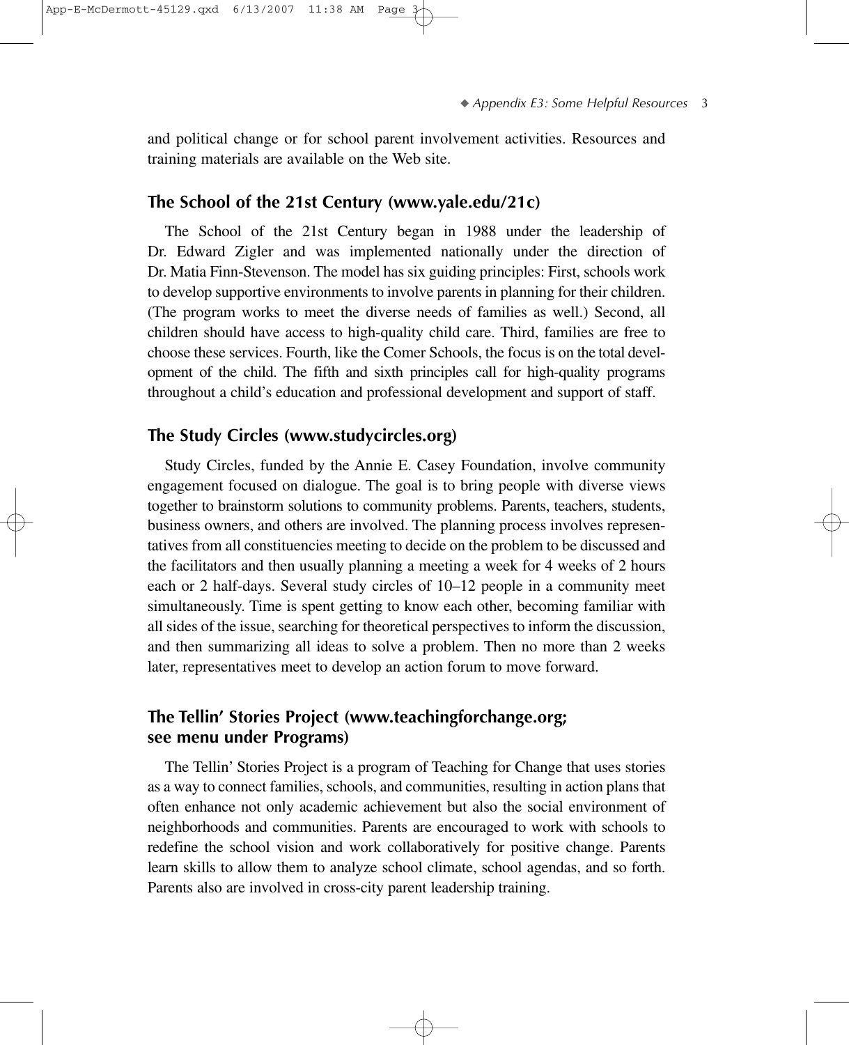and political change or for school parent involvement activities. Resources and training materials are available on the Web site.

## The School of the 21st Century (www.yale.edu/21c)

The School of the 21st Century began in 1988 under the leadership of Dr. Edward Zigler and was implemented nationally under the direction of Dr. Matia Finn-Stevenson. The model has six guiding principles: First, schools work to develop supportive environments to involve parents in planning for their children. (The program works to meet the diverse needs of families as well.) Second, all children should have access to high-quality child care. Third, families are free to choose these services. Fourth, like the Comer Schools, the focus is on the total development of the child. The fifth and sixth principles call for high-quality programs throughout a child's education and professional development and support of staff.

## The Study Circles (www.studycircles.org)

Study Circles, funded by the Annie E. Casey Foundation, involve community engagement focused on dialogue. The goal is to bring people with diverse views together to brainstorm solutions to community problems. Parents, teachers, students, business owners, and others are involved. The planning process involves representatives from all constituencies meeting to decide on the problem to be discussed and the facilitators and then usually planning a meeting a week for 4 weeks of 2 hours each or 2 half-days. Several study circles of 10–12 people in a community meet simultaneously. Time is spent getting to know each other, becoming familiar with all sides of the issue, searching for theoretical perspectives to inform the discussion, and then summarizing all ideas to solve a problem. Then no more than 2 weeks later, representatives meet to develop an action forum to move forward.

## The Tellin' Stories Project (www.teachingforchange.org; see menu under Programs)

The Tellin' Stories Project is a program of Teaching for Change that uses stories as a way to connect families, schools, and communities, resulting in action plans that often enhance not only academic achievement but also the social environment of neighborhoods and communities. Parents are encouraged to work with schools to redefine the school vision and work collaboratively for positive change. Parents learn skills to allow them to analyze school climate, school agendas, and so forth. Parents also are involved in cross-city parent leadership training.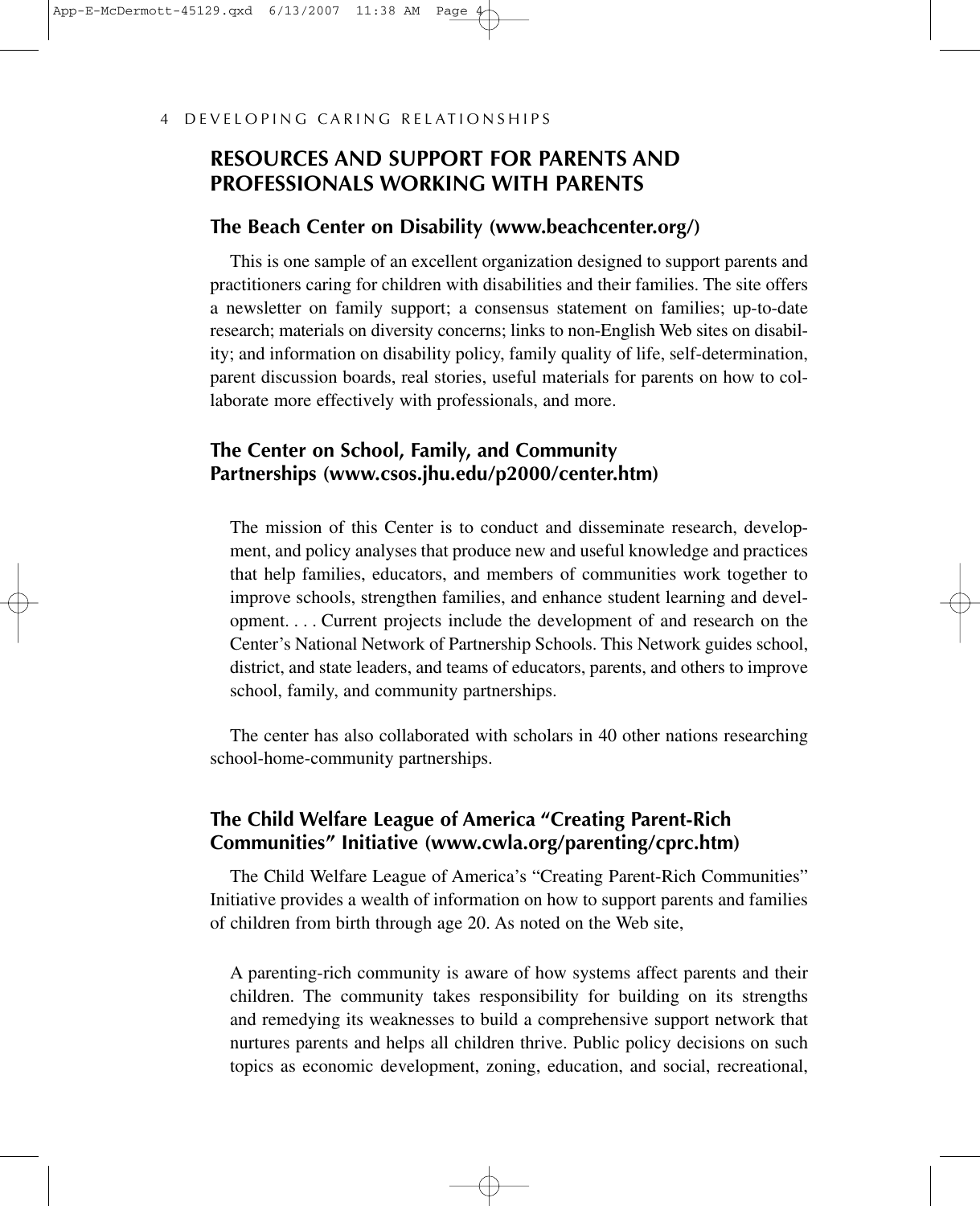## RESOURCES AND SUPPORT FOR PARENTS AND PROFESSIONALS WORKING WITH PARENTS

### The Beach Center on Disability (www.beachcenter.org/)

This is one sample of an excellent organization designed to support parents and practitioners caring for children with disabilities and their families. The site offers a newsletter on family support; a consensus statement on families; up-to-date research; materials on diversity concerns; links to non-English Web sites on disability; and information on disability policy, family quality of life, self-determination, parent discussion boards, real stories, useful materials for parents on how to collaborate more effectively with professionals, and more.

### The Center on School, Family, and Community Partnerships (www.csos.jhu.edu/p2000/center.htm)

> The mission of this Center is to conduct and disseminate research, development, and policy analyses that produce new and useful knowledge and practices that help families, educators, and members of communities work together to improve schools, strengthen families, and enhance student learning and development. . . . Current projects include the development of and research on the Center's National Network of Partnership Schools. This Network guides school, district, and state leaders, and teams of educators, parents, and others to improve school, family, and community partnerships.

The center has also collaborated with scholars in 40 other nations researching school-home-community partnerships.

### The Child Welfare League of America "Creating Parent-Rich Communities" Initiative (www.cwla.org/parenting/cprc.htm)

The Child Welfare League of America's "Creating Parent-Rich Communities" Initiative provides a wealth of information on how to support parents and families of children from birth through age 20. As noted on the Web site,

> A parenting-rich community is aware of how systems affect parents and their children. The community takes responsibility for building on its strengths and remedying its weaknesses to build a comprehensive support network that nurtures parents and helps all children thrive. Public policy decisions on such topics as economic development, zoning, education, and social, recreational,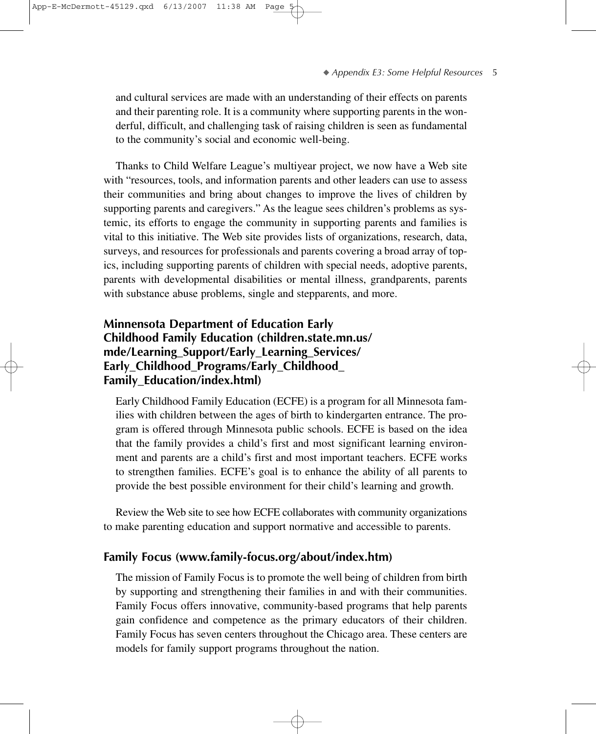and cultural services are made with an understanding of their effects on parents and their parenting role. It is a community where supporting parents in the wonderful, difficult, and challenging task of raising children is seen as fundamental to the community's social and economic well-being.

Thanks to Child Welfare League's multiyear project, we now have a Web site with "resources, tools, and information parents and other leaders can use to assess their communities and bring about changes to improve the lives of children by supporting parents and caregivers." As the league sees children's problems as systemic, its efforts to engage the community in supporting parents and families is vital to this initiative. The Web site provides lists of organizations, research, data, surveys, and resources for professionals and parents covering a broad array of topics, including supporting parents of children with special needs, adoptive parents, parents with developmental disabilities or mental illness, grandparents, parents with substance abuse problems, single and stepparents, and more.

## Minnensota Department of Education Early Childhood Family Education (children.state.mn.us/mde/Learning_Support/Early_Learning_Services/Early_Childhood_Programs/Early_Childhood_Family_Education/index.html)

Early Childhood Family Education (ECFE) is a program for all Minnesota families with children between the ages of birth to kindergarten entrance. The program is offered through Minnesota public schools. ECFE is based on the idea that the family provides a child's first and most significant learning environment and parents are a child's first and most important teachers. ECFE works to strengthen families. ECFE's goal is to enhance the ability of all parents to provide the best possible environment for their child's learning and growth.

Review the Web site to see how ECFE collaborates with community organizations to make parenting education and support normative and accessible to parents.

## Family Focus (www.family-focus.org/about/index.htm)

The mission of Family Focus is to promote the well being of children from birth by supporting and strengthening their families in and with their communities. Family Focus offers innovative, community-based programs that help parents gain confidence and competence as the primary educators of their children. Family Focus has seven centers throughout the Chicago area. These centers are models for family support programs throughout the nation.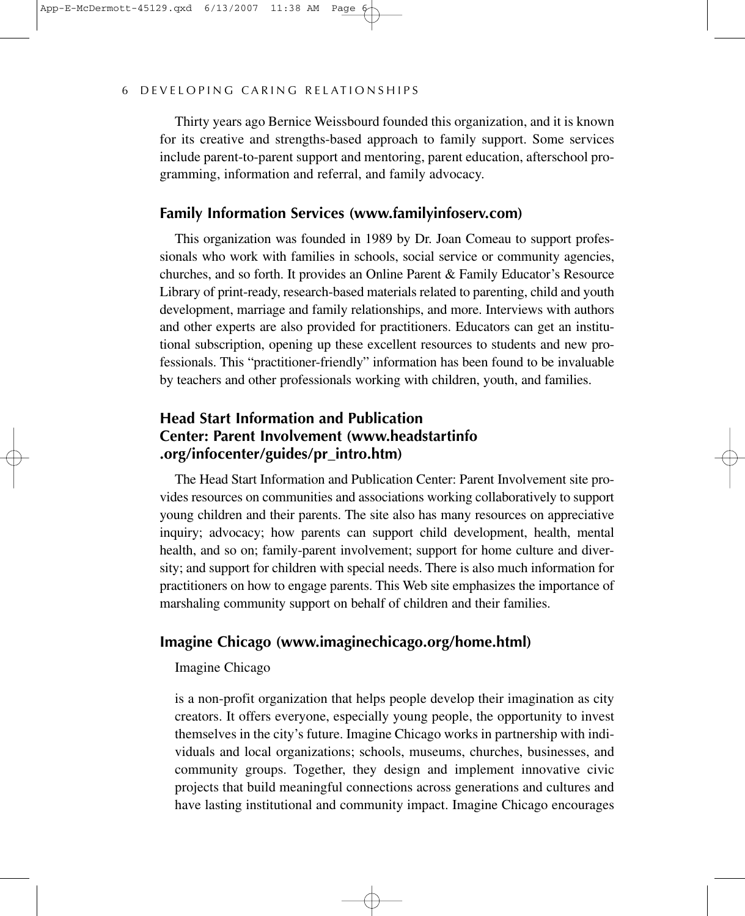Thirty years ago Bernice Weissbourd founded this organization, and it is known for its creative and strengths-based approach to family support. Some services include parent-to-parent support and mentoring, parent education, afterschool programming, information and referral, and family advocacy.

### Family Information Services (www.familyinfoserv.com)

This organization was founded in 1989 by Dr. Joan Comeau to support professionals who work with families in schools, social service or community agencies, churches, and so forth. It provides an Online Parent & Family Educator's Resource Library of print-ready, research-based materials related to parenting, child and youth development, marriage and family relationships, and more. Interviews with authors and other experts are also provided for practitioners. Educators can get an institutional subscription, opening up these excellent resources to students and new professionals. This "practitioner-friendly" information has been found to be invaluable by teachers and other professionals working with children, youth, and families.

### Head Start Information and Publication Center: Parent Involvement (www.headstartinfo.org/infocenter/guides/pr_intro.htm)

The Head Start Information and Publication Center: Parent Involvement site provides resources on communities and associations working collaboratively to support young children and their parents. The site also has many resources on appreciative inquiry; advocacy; how parents can support child development, health, mental health, and so on; family-parent involvement; support for home culture and diversity; and support for children with special needs. There is also much information for practitioners on how to engage parents. This Web site emphasizes the importance of marshaling community support on behalf of children and their families.

### Imagine Chicago (www.imaginechicago.org/home.html)

Imagine Chicago

is a non-profit organization that helps people develop their imagination as city creators. It offers everyone, especially young people, the opportunity to invest themselves in the city's future. Imagine Chicago works in partnership with individuals and local organizations; schools, museums, churches, businesses, and community groups. Together, they design and implement innovative civic projects that build meaningful connections across generations and cultures and have lasting institutional and community impact. Imagine Chicago encourages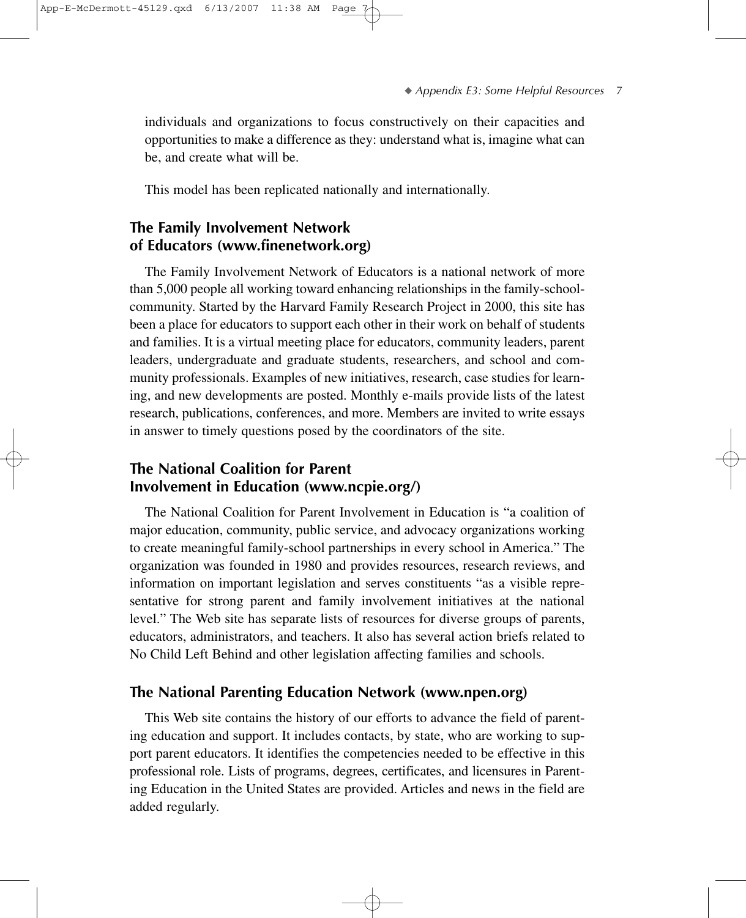individuals and organizations to focus constructively on their capacities and opportunities to make a difference as they: understand what is, imagine what can be, and create what will be.

This model has been replicated nationally and internationally.

### The Family Involvement Network of Educators (www.finenetwork.org)

The Family Involvement Network of Educators is a national network of more than 5,000 people all working toward enhancing relationships in the family-school-community. Started by the Harvard Family Research Project in 2000, this site has been a place for educators to support each other in their work on behalf of students and families. It is a virtual meeting place for educators, community leaders, parent leaders, undergraduate and graduate students, researchers, and school and community professionals. Examples of new initiatives, research, case studies for learning, and new developments are posted. Monthly e-mails provide lists of the latest research, publications, conferences, and more. Members are invited to write essays in answer to timely questions posed by the coordinators of the site.

### The National Coalition for Parent Involvement in Education (www.ncpie.org/)

The National Coalition for Parent Involvement in Education is "a coalition of major education, community, public service, and advocacy organizations working to create meaningful family-school partnerships in every school in America." The organization was founded in 1980 and provides resources, research reviews, and information on important legislation and serves constituents "as a visible representative for strong parent and family involvement initiatives at the national level." The Web site has separate lists of resources for diverse groups of parents, educators, administrators, and teachers. It also has several action briefs related to No Child Left Behind and other legislation affecting families and schools.

### The National Parenting Education Network (www.npen.org)

This Web site contains the history of our efforts to advance the field of parenting education and support. It includes contacts, by state, who are working to support parent educators. It identifies the competencies needed to be effective in this professional role. Lists of programs, degrees, certificates, and licensures in Parenting Education in the United States are provided. Articles and news in the field are added regularly.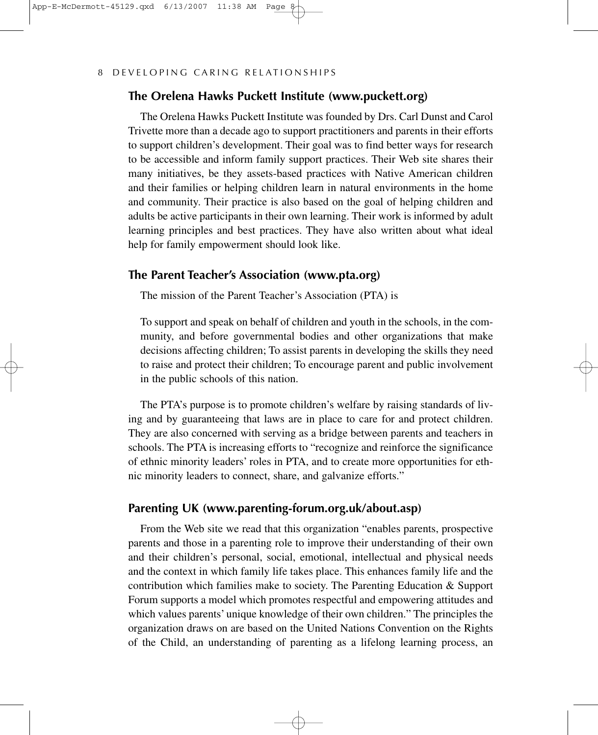## The Orelena Hawks Puckett Institute (www.puckett.org)

The Orelena Hawks Puckett Institute was founded by Drs. Carl Dunst and Carol Trivette more than a decade ago to support practitioners and parents in their efforts to support children's development. Their goal was to find better ways for research to be accessible and inform family support practices. Their Web site shares their many initiatives, be they assets-based practices with Native American children and their families or helping children learn in natural environments in the home and community. Their practice is also based on the goal of helping children and adults be active participants in their own learning. Their work is informed by adult learning principles and best practices. They have also written about what ideal help for family empowerment should look like.

## The Parent Teacher's Association (www.pta.org)

The mission of the Parent Teacher's Association (PTA) is

> To support and speak on behalf of children and youth in the schools, in the community, and before governmental bodies and other organizations that make decisions affecting children; To assist parents in developing the skills they need to raise and protect their children; To encourage parent and public involvement in the public schools of this nation.

The PTA's purpose is to promote children's welfare by raising standards of living and by guaranteeing that laws are in place to care for and protect children. They are also concerned with serving as a bridge between parents and teachers in schools. The PTA is increasing efforts to "recognize and reinforce the significance of ethnic minority leaders' roles in PTA, and to create more opportunities for ethnic minority leaders to connect, share, and galvanize efforts."

## Parenting UK (www.parenting-forum.org.uk/about.asp)

From the Web site we read that this organization "enables parents, prospective parents and those in a parenting role to improve their understanding of their own and their children's personal, social, emotional, intellectual and physical needs and the context in which family life takes place. This enhances family life and the contribution which families make to society. The Parenting Education & Support Forum supports a model which promotes respectful and empowering attitudes and which values parents' unique knowledge of their own children." The principles the organization draws on are based on the United Nations Convention on the Rights of the Child, an understanding of parenting as a lifelong learning process, an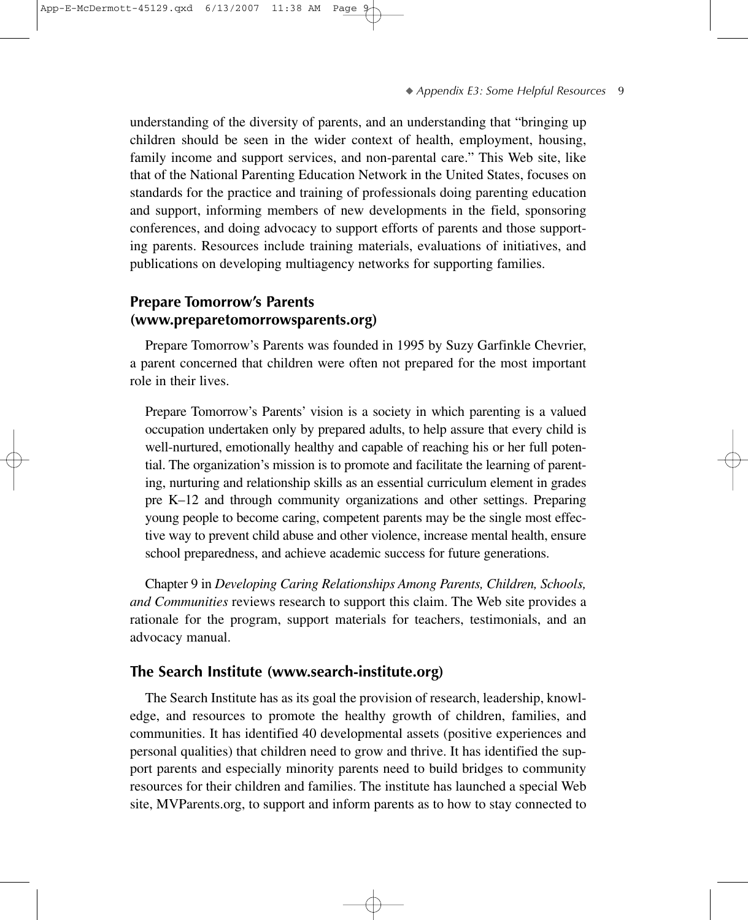understanding of the diversity of parents, and an understanding that "bringing up children should be seen in the wider context of health, employment, housing, family income and support services, and non-parental care." This Web site, like that of the National Parenting Education Network in the United States, focuses on standards for the practice and training of professionals doing parenting education and support, informing members of new developments in the field, sponsoring conferences, and doing advocacy to support efforts of parents and those supporting parents. Resources include training materials, evaluations of initiatives, and publications on developing multiagency networks for supporting families.

## Prepare Tomorrow's Parents (www.preparetomorrowsparents.org)

Prepare Tomorrow's Parents was founded in 1995 by Suzy Garfinkle Chevrier, a parent concerned that children were often not prepared for the most important role in their lives.

> Prepare Tomorrow's Parents' vision is a society in which parenting is a valued occupation undertaken only by prepared adults, to help assure that every child is well-nurtured, emotionally healthy and capable of reaching his or her full potential. The organization's mission is to promote and facilitate the learning of parenting, nurturing and relationship skills as an essential curriculum element in grades pre K–12 and through community organizations and other settings. Preparing young people to become caring, competent parents may be the single most effective way to prevent child abuse and other violence, increase mental health, ensure school preparedness, and achieve academic success for future generations.

Chapter 9 in *Developing Caring Relationships Among Parents, Children, Schools, and Communities* reviews research to support this claim. The Web site provides a rationale for the program, support materials for teachers, testimonials, and an advocacy manual.

## The Search Institute (www.search-institute.org)

The Search Institute has as its goal the provision of research, leadership, knowledge, and resources to promote the healthy growth of children, families, and communities. It has identified 40 developmental assets (positive experiences and personal qualities) that children need to grow and thrive. It has identified the support parents and especially minority parents need to build bridges to community resources for their children and families. The institute has launched a special Web site, MVParents.org, to support and inform parents as to how to stay connected to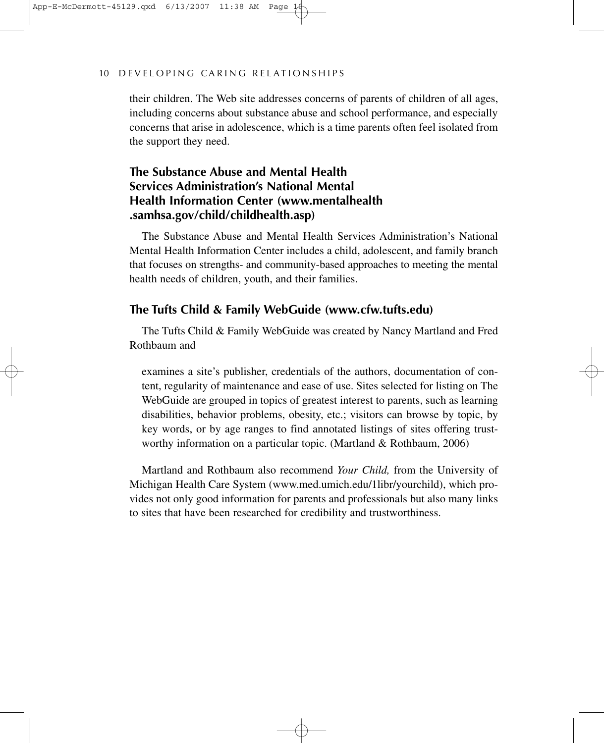their children. The Web site addresses concerns of parents of children of all ages, including concerns about substance abuse and school performance, and especially concerns that arise in adolescence, which is a time parents often feel isolated from the support they need.

### The Substance Abuse and Mental Health Services Administration's National Mental Health Information Center (www.mentalhealth.samhsa.gov/child/childhealth.asp)

The Substance Abuse and Mental Health Services Administration's National Mental Health Information Center includes a child, adolescent, and family branch that focuses on strengths- and community-based approaches to meeting the mental health needs of children, youth, and their families.

### The Tufts Child & Family WebGuide (www.cfw.tufts.edu)

The Tufts Child & Family WebGuide was created by Nancy Martland and Fred Rothbaum and

> examines a site's publisher, credentials of the authors, documentation of content, regularity of maintenance and ease of use. Sites selected for listing on The WebGuide are grouped in topics of greatest interest to parents, such as learning disabilities, behavior problems, obesity, etc.; visitors can browse by topic, by key words, or by age ranges to find annotated listings of sites offering trustworthy information on a particular topic. (Martland & Rothbaum, 2006)

Martland and Rothbaum also recommend *Your Child,* from the University of Michigan Health Care System (www.med.umich.edu/1libr/yourchild), which provides not only good information for parents and professionals but also many links to sites that have been researched for credibility and trustworthiness.